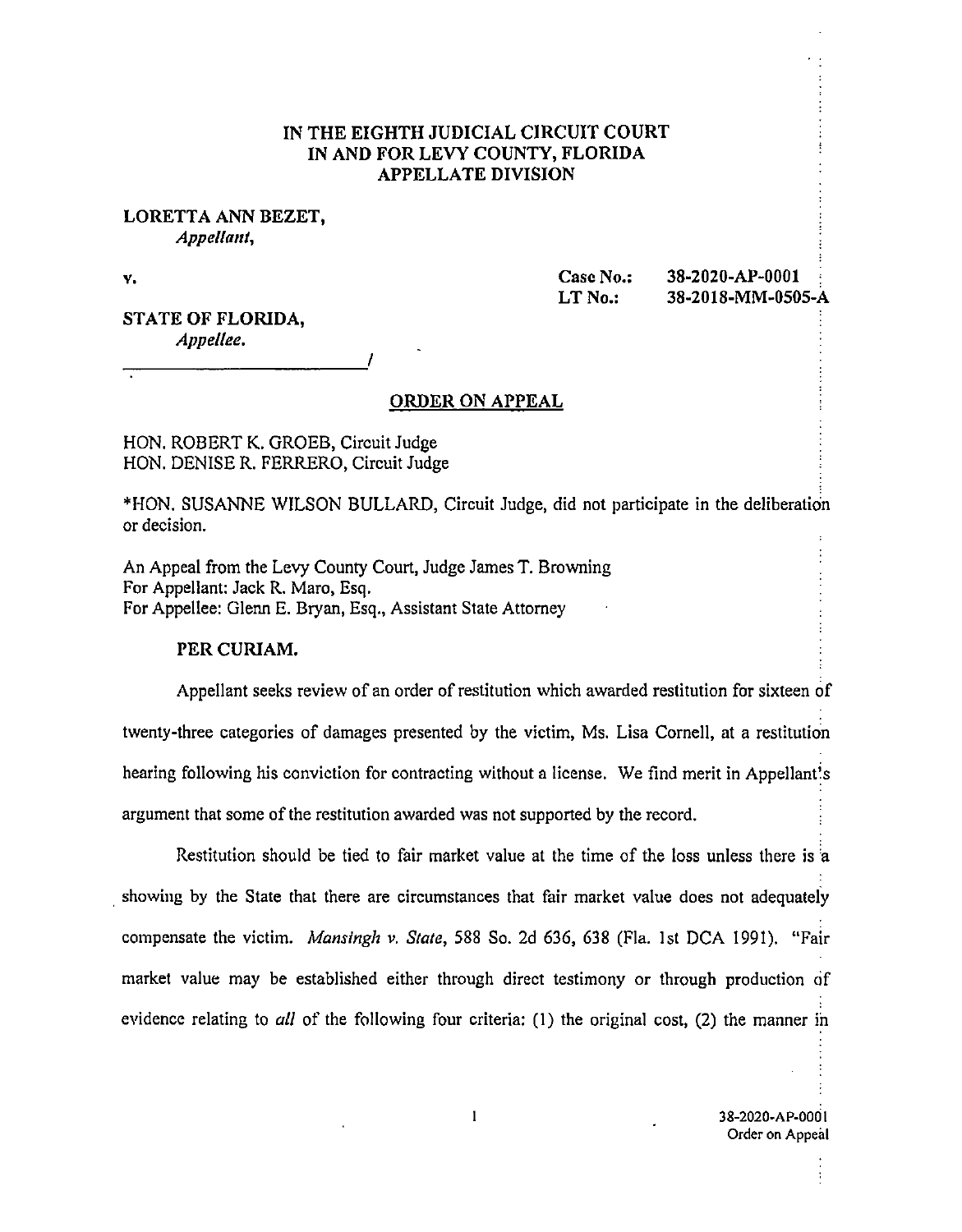# IN THE EIGHTH JUDICIAL CIRCUIT COURT
# IN AND FOR LEVY COUNTY, FLORIDA
# APPELLATE DIVISION

**LORETTA ANN BEZET,**
*Appellant,*

v.

**Case No.: 38-2020-AP-0001**
**LT No.: 38-2018-MM-0505-A**

**STATE OF FLORIDA,**
*Appellee.*
_______________________________/

## ORDER ON APPEAL

HON. ROBERT K. GROEB, Circuit Judge
HON. DENISE R. FERRERO, Circuit Judge

*HON. SUSANNE WILSON BULLARD, Circuit Judge, did not participate in the deliberation or decision.

An Appeal from the Levy County Court, Judge James T. Browning
For Appellant: Jack R. Maro, Esq.
For Appellee: Glenn E. Bryan, Esq., Assistant State Attorney

**PER CURIAM.**

Appellant seeks review of an order of restitution which awarded restitution for sixteen of twenty-three categories of damages presented by the victim, Ms. Lisa Cornell, at a restitution hearing following his conviction for contracting without a license. We find merit in Appellant's argument that some of the restitution awarded was not supported by the record.

Restitution should be tied to fair market value at the time of the loss unless there is a showing by the State that there are circumstances that fair market value does not adequately compensate the victim. *Mansingh v. State*, 588 So. 2d 636, 638 (Fla. 1st DCA 1991). "Fair market value may be established either through direct testimony or through production of evidence relating to *all* of the following four criteria: (1) the original cost, (2) the manner in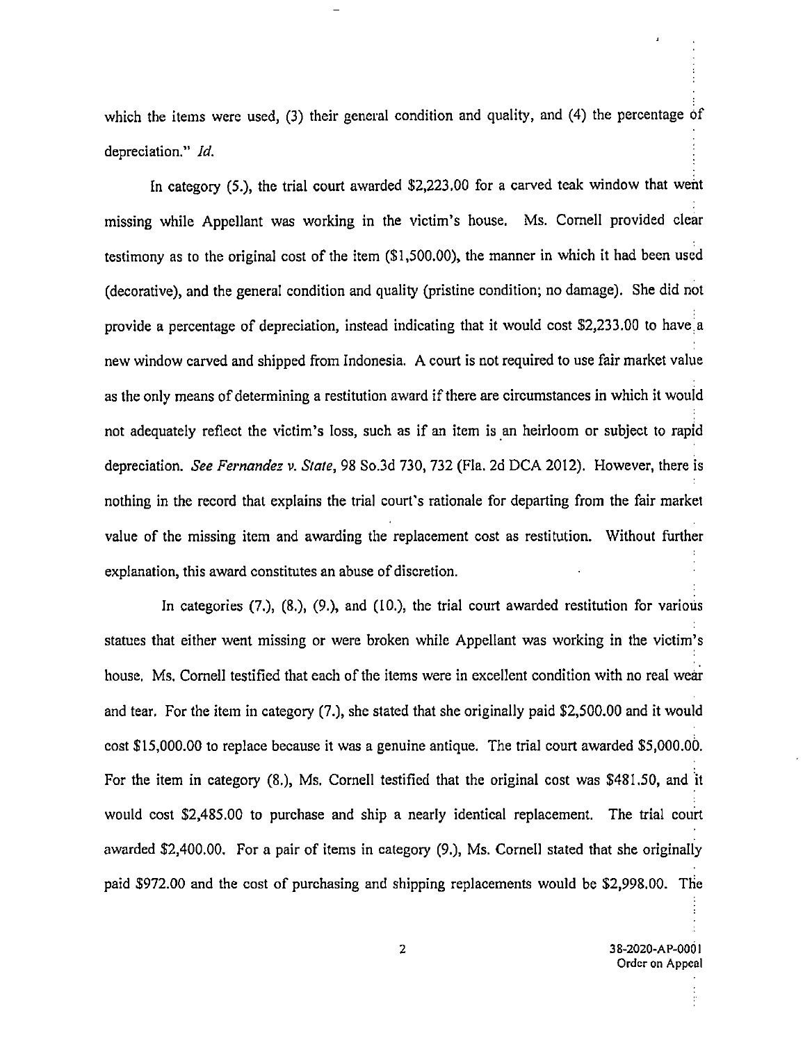which the items were used, (3) their general condition and quality, and (4) the percentage of depreciation." *Id.*

In category (5.), the trial court awarded $2,223.00 for a carved teak window that went missing while Appellant was working in the victim's house. Ms. Cornell provided clear testimony as to the original cost of the item ($1,500.00), the manner in which it had been used (decorative), and the general condition and quality (pristine condition; no damage). She did not provide a percentage of depreciation, instead indicating that it would cost $2,233.00 to have a new window carved and shipped from Indonesia. A court is not required to use fair market value as the only means of determining a restitution award if there are circumstances in which it would not adequately reflect the victim's loss, such as if an item is an heirloom or subject to rapid depreciation. *See Fernandez v. State*, 98 So.3d 730, 732 (Fla. 2d DCA 2012). However, there is nothing in the record that explains the trial court's rationale for departing from the fair market value of the missing item and awarding the replacement cost as restitution. Without further explanation, this award constitutes an abuse of discretion.

In categories (7.), (8.), (9.), and (10.), the trial court awarded restitution for various statues that either went missing or were broken while Appellant was working in the victim's house. Ms. Cornell testified that each of the items were in excellent condition with no real wear and tear. For the item in category (7.), she stated that she originally paid $2,500.00 and it would cost $15,000.00 to replace because it was a genuine antique. The trial court awarded $5,000.00. For the item in category (8.), Ms. Cornell testified that the original cost was $481.50, and it would cost $2,485.00 to purchase and ship a nearly identical replacement. The trial court awarded $2,400.00. For a pair of items in category (9.), Ms. Cornell stated that she originally paid $972.00 and the cost of purchasing and shipping replacements would be $2,998.00. The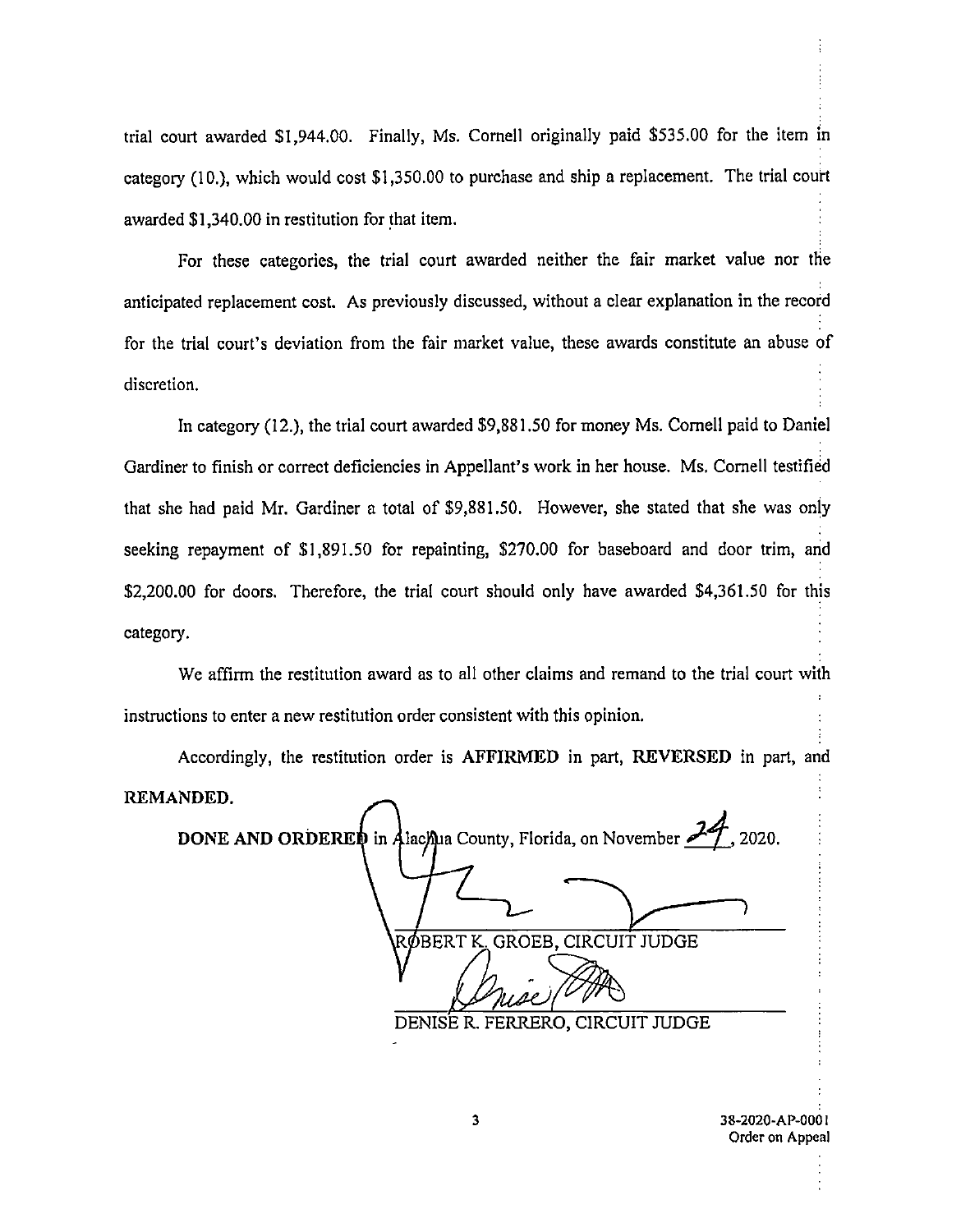trial court awarded $1,944.00. Finally, Ms. Cornell originally paid $535.00 for the item in category (10.), which would cost $1,350.00 to purchase and ship a replacement. The trial court awarded $1,340.00 in restitution for that item.

For these categories, the trial court awarded neither the fair market value nor the anticipated replacement cost. As previously discussed, without a clear explanation in the record for the trial court's deviation from the fair market value, these awards constitute an abuse of discretion.

In category (12.), the trial court awarded $9,881.50 for money Ms. Cornell paid to Daniel Gardiner to finish or correct deficiencies in Appellant's work in her house. Ms. Cornell testified that she had paid Mr. Gardiner a total of $9,881.50. However, she stated that she was only seeking repayment of $1,891.50 for repainting, $270.00 for baseboard and door trim, and $2,200.00 for doors. Therefore, the trial court should only have awarded $4,361.50 for this category.

We affirm the restitution award as to all other claims and remand to the trial court with instructions to enter a new restitution order consistent with this opinion.

Accordingly, the restitution order is **AFFIRMED** in part, **REVERSED** in part, and **REMANDED**.

**DONE AND ORDERED** in Alachua County, Florida, on November 24, 2020.

ROBERT K. GROEB, CIRCUIT JUDGE

DENISE R. FERRERO, CIRCUIT JUDGE

38-2020-AP-0001
Order on Appeal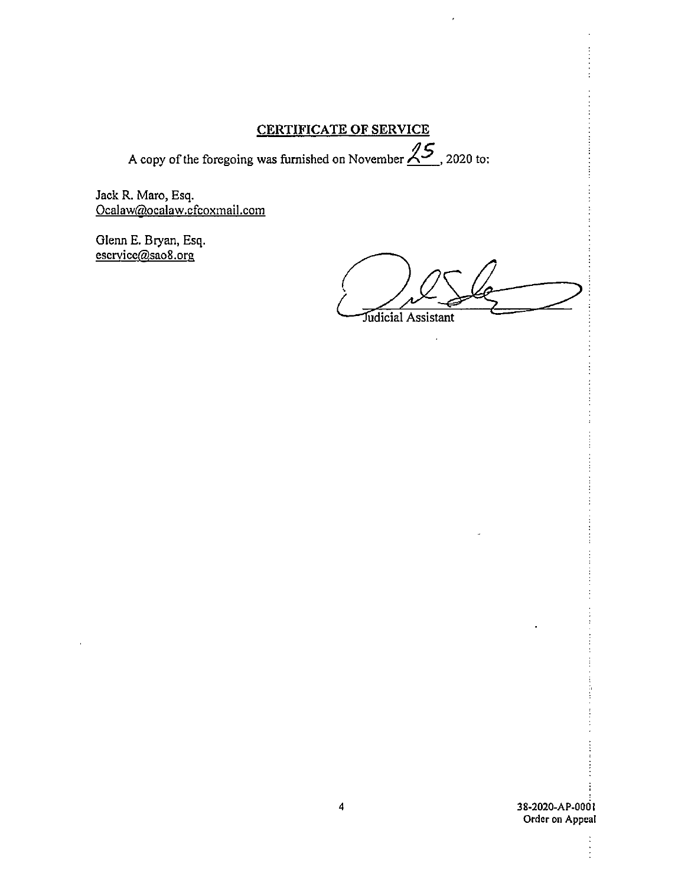## CERTIFICATE OF SERVICE

A copy of the foregoing was furnished on November 25, 2020 to:

Jack R. Maro, Esq.
Ocalaw@ocalaw.cfcoxmail.com

Glenn E. Bryan, Esq.
eservice@sao8.org

Judicial Assistant

38-2020-AP-0001
Order on Appeal